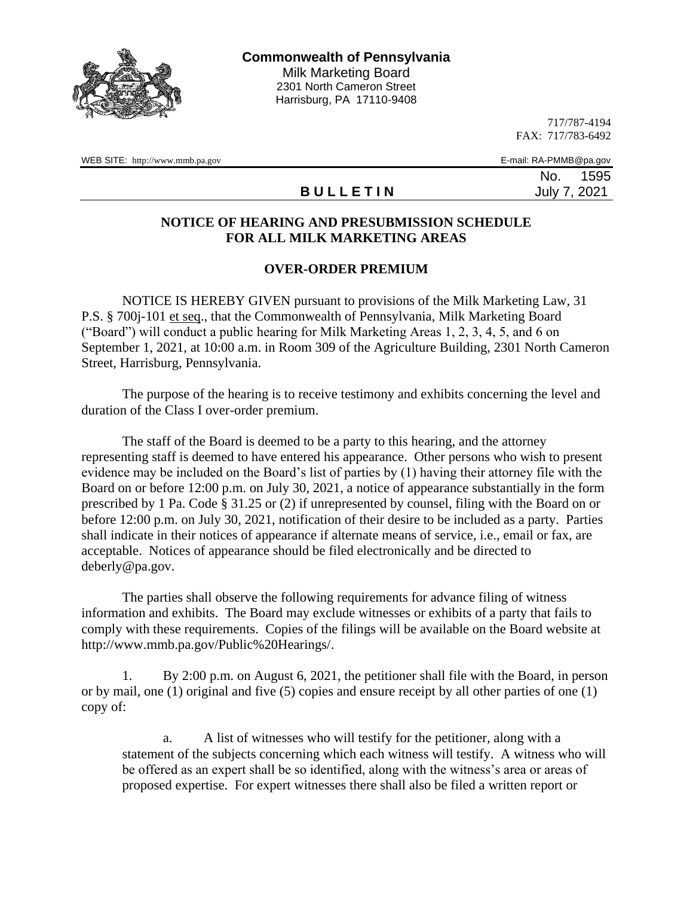**Commonwealth of Pennsylvania**
Milk Marketing Board
2301 North Cameron Street
Harrisburg, PA 17110-9408

717/787-4194
FAX: 717/783-6492

WEB SITE: http://www.mmb.pa.gov
E-mail: RA-PMMB@pa.gov

No. 1595
July 7, 2021

**B U L L E T I N**

## NOTICE OF HEARING AND PRESUBMISSION SCHEDULE FOR ALL MILK MARKETING AREAS

## OVER-ORDER PREMIUM

NOTICE IS HEREBY GIVEN pursuant to provisions of the Milk Marketing Law, 31 P.S. § 700j-101 et seq., that the Commonwealth of Pennsylvania, Milk Marketing Board ("Board") will conduct a public hearing for Milk Marketing Areas 1, 2, 3, 4, 5, and 6 on September 1, 2021, at 10:00 a.m. in Room 309 of the Agriculture Building, 2301 North Cameron Street, Harrisburg, Pennsylvania.

The purpose of the hearing is to receive testimony and exhibits concerning the level and duration of the Class I over-order premium.

The staff of the Board is deemed to be a party to this hearing, and the attorney representing staff is deemed to have entered his appearance. Other persons who wish to present evidence may be included on the Board's list of parties by (1) having their attorney file with the Board on or before 12:00 p.m. on July 30, 2021, a notice of appearance substantially in the form prescribed by 1 Pa. Code § 31.25 or (2) if unrepresented by counsel, filing with the Board on or before 12:00 p.m. on July 30, 2021, notification of their desire to be included as a party. Parties shall indicate in their notices of appearance if alternate means of service, i.e., email or fax, are acceptable. Notices of appearance should be filed electronically and be directed to deberly@pa.gov.

The parties shall observe the following requirements for advance filing of witness information and exhibits. The Board may exclude witnesses or exhibits of a party that fails to comply with these requirements. Copies of the filings will be available on the Board website at http://www.mmb.pa.gov/Public%20Hearings/.

1. By 2:00 p.m. on August 6, 2021, the petitioner shall file with the Board, in person or by mail, one (1) original and five (5) copies and ensure receipt by all other parties of one (1) copy of:

   a. A list of witnesses who will testify for the petitioner, along with a statement of the subjects concerning which each witness will testify. A witness who will be offered as an expert shall be so identified, along with the witness's area or areas of proposed expertise. For expert witnesses there shall also be filed a written report or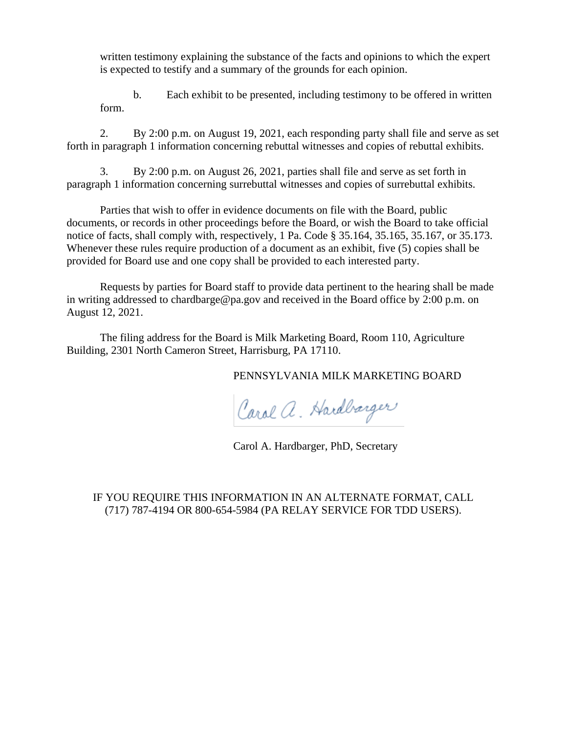written testimony explaining the substance of the facts and opinions to which the expert is expected to testify and a summary of the grounds for each opinion.

b. Each exhibit to be presented, including testimony to be offered in written form.

2. By 2:00 p.m. on August 19, 2021, each responding party shall file and serve as set forth in paragraph 1 information concerning rebuttal witnesses and copies of rebuttal exhibits.

3. By 2:00 p.m. on August 26, 2021, parties shall file and serve as set forth in paragraph 1 information concerning surrebuttal witnesses and copies of surrebuttal exhibits.

Parties that wish to offer in evidence documents on file with the Board, public documents, or records in other proceedings before the Board, or wish the Board to take official notice of facts, shall comply with, respectively, 1 Pa. Code § 35.164, 35.165, 35.167, or 35.173. Whenever these rules require production of a document as an exhibit, five (5) copies shall be provided for Board use and one copy shall be provided to each interested party.

Requests by parties for Board staff to provide data pertinent to the hearing shall be made in writing addressed to chardbarge@pa.gov and received in the Board office by 2:00 p.m. on August 12, 2021.

The filing address for the Board is Milk Marketing Board, Room 110, Agriculture Building, 2301 North Cameron Street, Harrisburg, PA 17110.

PENNSYLVANIA MILK MARKETING BOARD

Carol A. Hardbarger

Carol A. Hardbarger, PhD, Secretary

IF YOU REQUIRE THIS INFORMATION IN AN ALTERNATE FORMAT, CALL (717) 787-4194 OR 800-654-5984 (PA RELAY SERVICE FOR TDD USERS).